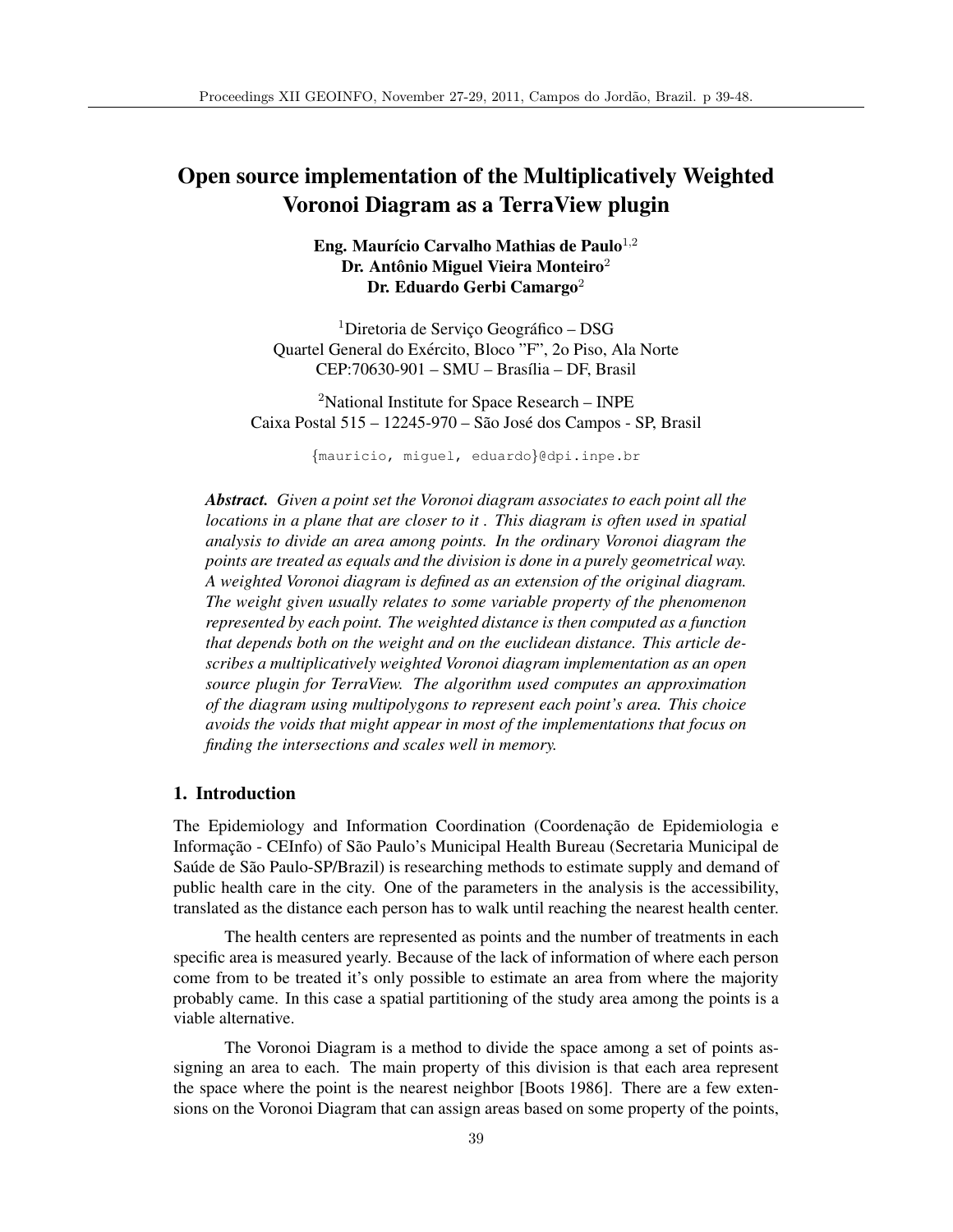# Open source implementation of the Multiplicatively Weighted Voronoi Diagram as a TerraView plugin

**Eng. Maurício Carvalho Mathias de Paulo**[1,2]
**Dr. Antônio Miguel Vieira Monteiro**[2]
**Dr. Eduardo Gerbi Camargo**[2]

[1]Diretoria de Serviço Geográfico – DSG
Quartel General do Exército, Bloco "F", 2o Piso, Ala Norte
CEP:70630-901 – SMU – Brasília – DF, Brasil

[2]National Institute for Space Research – INPE
Caixa Postal 515 – 12245-970 – São José dos Campos - SP, Brasil

{mauricio, miguel, eduardo}@dpi.inpe.br

***Abstract.*** *Given a point set the Voronoi diagram associates to each point all the locations in a plane that are closer to it . This diagram is often used in spatial analysis to divide an area among points. In the ordinary Voronoi diagram the points are treated as equals and the division is done in a purely geometrical way. A weighted Voronoi diagram is defined as an extension of the original diagram. The weight given usually relates to some variable property of the phenomenon represented by each point. The weighted distance is then computed as a function that depends both on the weight and on the euclidean distance. This article describes a multiplicatively weighted Voronoi diagram implementation as an open source plugin for TerraView. The algorithm used computes an approximation of the diagram using multipolygons to represent each point's area. This choice avoids the voids that might appear in most of the implementations that focus on finding the intersections and scales well in memory.*

## 1. Introduction

The Epidemiology and Information Coordination (Coordenação de Epidemiologia e Informação - CEInfo) of São Paulo's Municipal Health Bureau (Secretaria Municipal de Saúde de São Paulo-SP/Brazil) is researching methods to estimate supply and demand of public health care in the city. One of the parameters in the analysis is the accessibility, translated as the distance each person has to walk until reaching the nearest health center.

The health centers are represented as points and the number of treatments in each specific area is measured yearly. Because of the lack of information of where each person come from to be treated it's only possible to estimate an area from where the majority probably came. In this case a spatial partitioning of the study area among the points is a viable alternative.

The Voronoi Diagram is a method to divide the space among a set of points assigning an area to each. The main property of this division is that each area represent the space where the point is the nearest neighbor [Boots 1986]. There are a few extensions on the Voronoi Diagram that can assign areas based on some property of the points,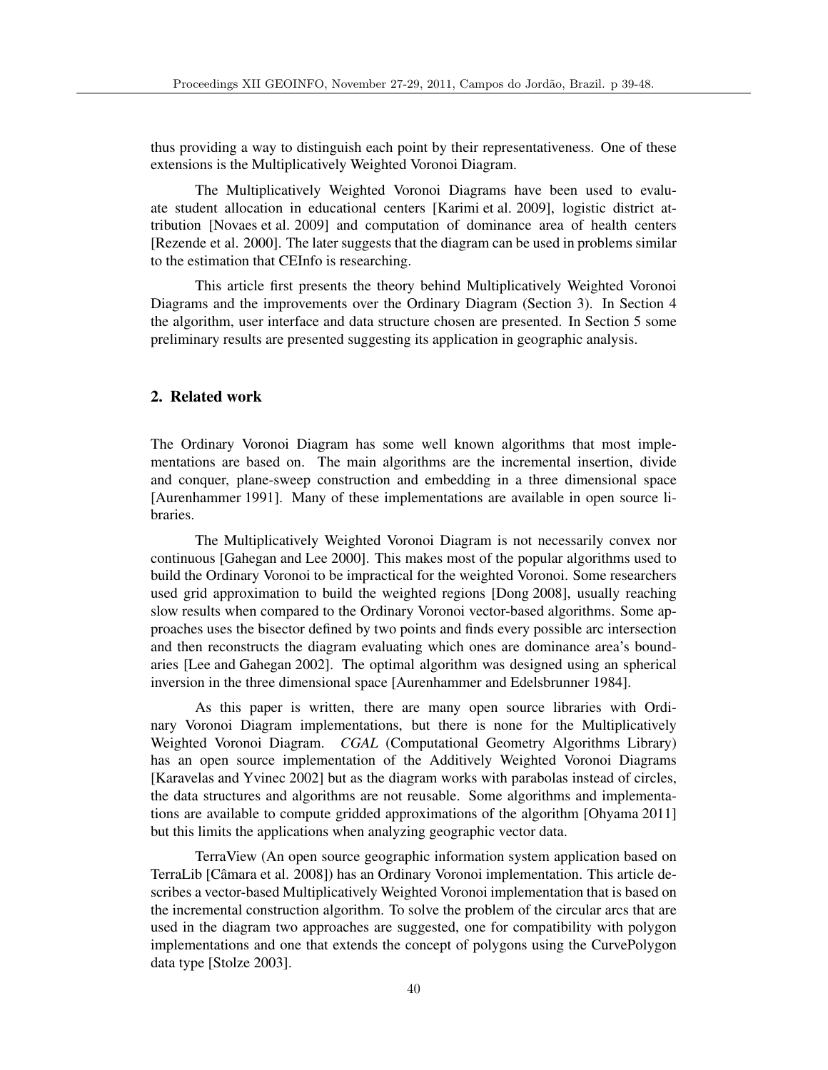thus providing a way to distinguish each point by their representativeness. One of these extensions is the Multiplicatively Weighted Voronoi Diagram.

The Multiplicatively Weighted Voronoi Diagrams have been used to evaluate student allocation in educational centers [Karimi et al. 2009], logistic district attribution [Novaes et al. 2009] and computation of dominance area of health centers [Rezende et al. 2000]. The later suggests that the diagram can be used in problems similar to the estimation that CEInfo is researching.

This article first presents the theory behind Multiplicatively Weighted Voronoi Diagrams and the improvements over the Ordinary Diagram (Section 3). In Section 4 the algorithm, user interface and data structure chosen are presented. In Section 5 some preliminary results are presented suggesting its application in geographic analysis.

## 2. Related work

The Ordinary Voronoi Diagram has some well known algorithms that most implementations are based on. The main algorithms are the incremental insertion, divide and conquer, plane-sweep construction and embedding in a three dimensional space [Aurenhammer 1991]. Many of these implementations are available in open source libraries.

The Multiplicatively Weighted Voronoi Diagram is not necessarily convex nor continuous [Gahegan and Lee 2000]. This makes most of the popular algorithms used to build the Ordinary Voronoi to be impractical for the weighted Voronoi. Some researchers used grid approximation to build the weighted regions [Dong 2008], usually reaching slow results when compared to the Ordinary Voronoi vector-based algorithms. Some approaches uses the bisector defined by two points and finds every possible arc intersection and then reconstructs the diagram evaluating which ones are dominance area's boundaries [Lee and Gahegan 2002]. The optimal algorithm was designed using an spherical inversion in the three dimensional space [Aurenhammer and Edelsbrunner 1984].

As this paper is written, there are many open source libraries with Ordinary Voronoi Diagram implementations, but there is none for the Multiplicatively Weighted Voronoi Diagram. *CGAL* (Computational Geometry Algorithms Library) has an open source implementation of the Additively Weighted Voronoi Diagrams [Karavelas and Yvinec 2002] but as the diagram works with parabolas instead of circles, the data structures and algorithms are not reusable. Some algorithms and implementations are available to compute gridded approximations of the algorithm [Ohyama 2011] but this limits the applications when analyzing geographic vector data.

TerraView (An open source geographic information system application based on TerraLib [Câmara et al. 2008]) has an Ordinary Voronoi implementation. This article describes a vector-based Multiplicatively Weighted Voronoi implementation that is based on the incremental construction algorithm. To solve the problem of the circular arcs that are used in the diagram two approaches are suggested, one for compatibility with polygon implementations and one that extends the concept of polygons using the CurvePolygon data type [Stolze 2003].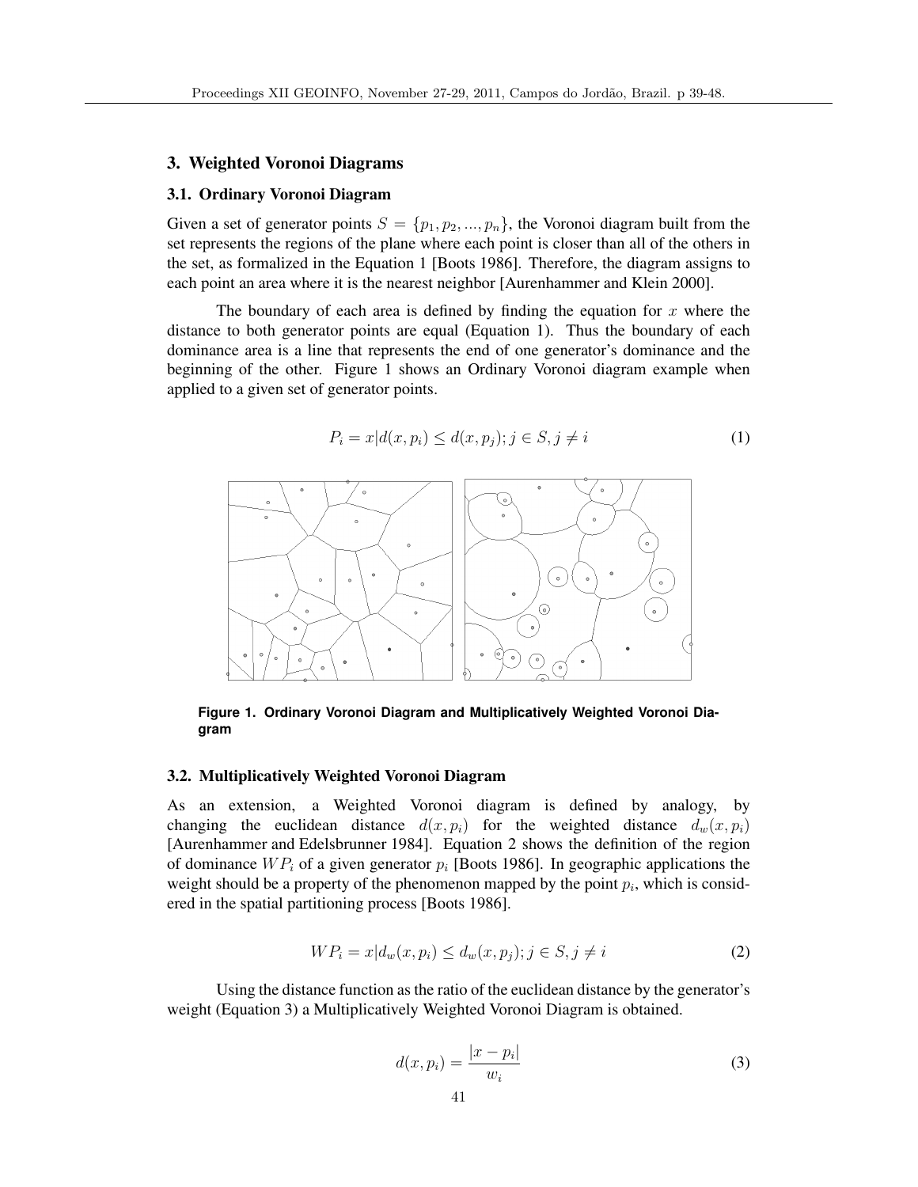## 3. Weighted Voronoi Diagrams

### 3.1. Ordinary Voronoi Diagram

Given a set of generator points $S = \{p_1, p_2, ..., p_n\}$, the Voronoi diagram built from the set represents the regions of the plane where each point is closer than all of the others in the set, as formalized in the Equation 1 [Boots 1986]. Therefore, the diagram assigns to each point an area where it is the nearest neighbor [Aurenhammer and Klein 2000].

The boundary of each area is defined by finding the equation for $x$ where the distance to both generator points are equal (Equation 1). Thus the boundary of each dominance area is a line that represents the end of one generator's dominance and the beginning of the other. Figure 1 shows an Ordinary Voronoi diagram example when applied to a given set of generator points.

$$P_i = x|d(x, p_i) \leq d(x, p_j); j \in S, j \neq i \tag{1}$$

**Figure 1. Ordinary Voronoi Diagram and Multiplicatively Weighted Voronoi Diagram**

### 3.2. Multiplicatively Weighted Voronoi Diagram

As an extension, a Weighted Voronoi diagram is defined by analogy, by changing the euclidean distance $d(x, p_i)$ for the weighted distance $d_w(x, p_i)$ [Aurenhammer and Edelsbrunner 1984]. Equation 2 shows the definition of the region of dominance $WP_i$ of a given generator $p_i$ [Boots 1986]. In geographic applications the weight should be a property of the phenomenon mapped by the point $p_i$, which is considered in the spatial partitioning process [Boots 1986].

$$WP_i = x|d_w(x, p_i) \leq d_w(x, p_j); j \in S, j \neq i \tag{2}$$

Using the distance function as the ratio of the euclidean distance by the generator's weight (Equation 3) a Multiplicatively Weighted Voronoi Diagram is obtained.

$$d(x, p_i) = \frac{|x - p_i|}{w_i} \tag{3}$$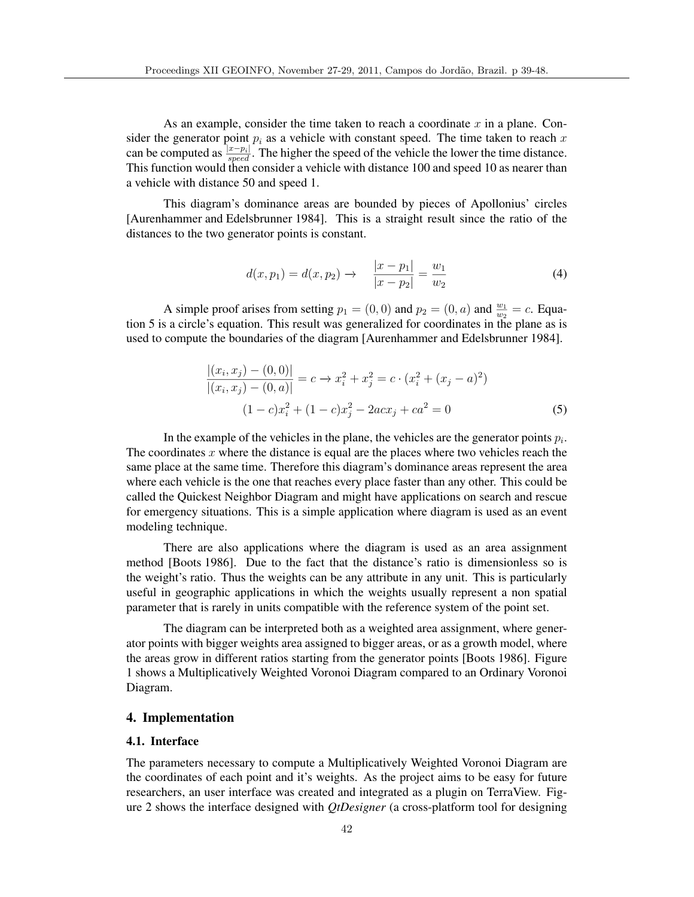As an example, consider the time taken to reach a coordinate $x$ in a plane. Consider the generator point $p_i$ as a vehicle with constant speed. The time taken to reach $x$ can be computed as $\frac{|x-p_i|}{speed}$. The higher the speed of the vehicle the lower the time distance. This function would then consider a vehicle with distance 100 and speed 10 as nearer than a vehicle with distance 50 and speed 1.

This diagram's dominance areas are bounded by pieces of Apollonius' circles [Aurenhammer and Edelsbrunner 1984]. This is a straight result since the ratio of the distances to the two generator points is constant.

$$d(x, p_1) = d(x, p_2) \rightarrow \quad \frac{|x - p_1|}{|x - p_2|} = \frac{w_1}{w_2} \tag{4}$$

A simple proof arises from setting $p_1 = (0, 0)$ and $p_2 = (0, a)$ and $\frac{w_1}{w_2} = c$. Equation 5 is a circle's equation. This result was generalized for coordinates in the plane as is used to compute the boundaries of the diagram [Aurenhammer and Edelsbrunner 1984].

$$\frac{|(x_i, x_j) - (0, 0)|}{|(x_i, x_j) - (0, a)|} = c \rightarrow x_i^2 + x_j^2 = c \cdot (x_i^2 + (x_j - a)^2)$$
$$(1 - c)x_i^2 + (1 - c)x_j^2 - 2acx_j + ca^2 = 0 \tag{5}$$

In the example of the vehicles in the plane, the vehicles are the generator points $p_i$. The coordinates $x$ where the distance is equal are the places where two vehicles reach the same place at the same time. Therefore this diagram's dominance areas represent the area where each vehicle is the one that reaches every place faster than any other. This could be called the Quickest Neighbor Diagram and might have applications on search and rescue for emergency situations. This is a simple application where diagram is used as an event modeling technique.

There are also applications where the diagram is used as an area assignment method [Boots 1986]. Due to the fact that the distance's ratio is dimensionless so is the weight's ratio. Thus the weights can be any attribute in any unit. This is particularly useful in geographic applications in which the weights usually represent a non spatial parameter that is rarely in units compatible with the reference system of the point set.

The diagram can be interpreted both as a weighted area assignment, where generator points with bigger weights area assigned to bigger areas, or as a growth model, where the areas grow in different ratios starting from the generator points [Boots 1986]. Figure 1 shows a Multiplicatively Weighted Voronoi Diagram compared to an Ordinary Voronoi Diagram.

## 4. Implementation

### 4.1. Interface

The parameters necessary to compute a Multiplicatively Weighted Voronoi Diagram are the coordinates of each point and it's weights. As the project aims to be easy for future researchers, an user interface was created and integrated as a plugin on TerraView. Figure 2 shows the interface designed with ***QtDesigner*** (a cross-platform tool for designing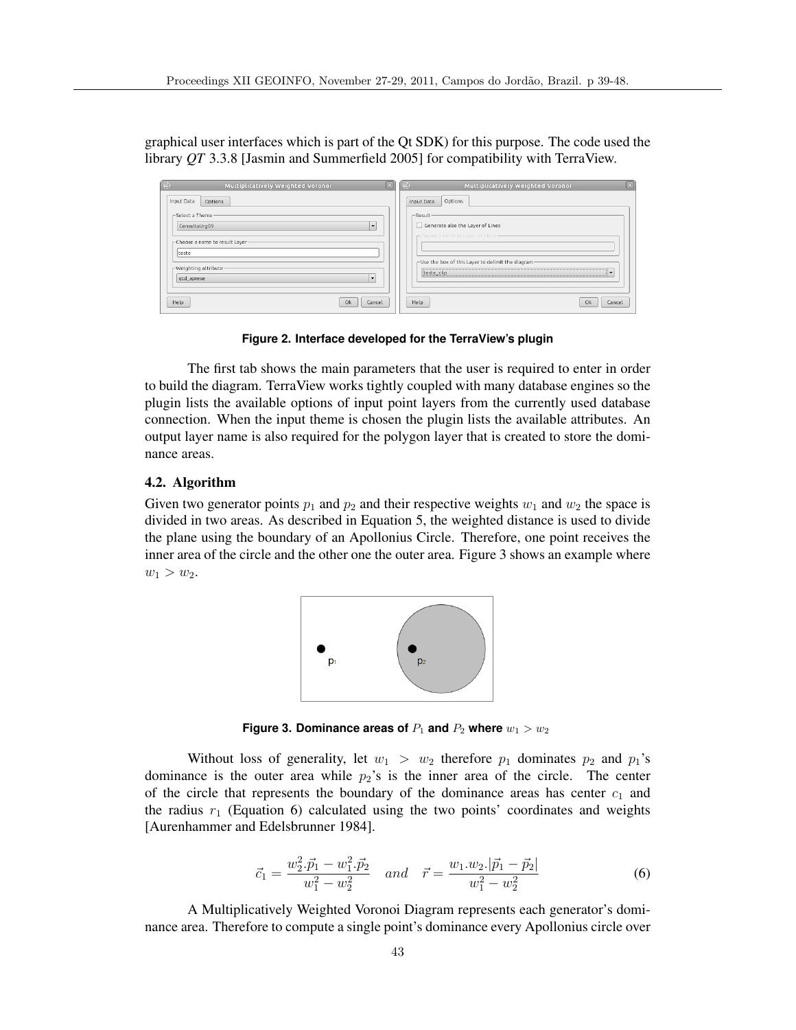graphical user interfaces which is part of the Qt SDK) for this purpose. The code used the library *QT* 3.3.8 [Jasmin and Summerfield 2005] for compatibility with TerraView.

**Figure 2. Interface developed for the TerraView's plugin**

The first tab shows the main parameters that the user is required to enter in order to build the diagram. TerraView works tightly coupled with many database engines so the plugin lists the available options of input point layers from the currently used database connection. When the input theme is chosen the plugin lists the available attributes. An output layer name is also required for the polygon layer that is created to store the dominance areas.

### 4.2. Algorithm

Given two generator points $p_1$ and $p_2$ and their respective weights $w_1$ and $w_2$ the space is divided in two areas. As described in Equation 5, the weighted distance is used to divide the plane using the boundary of an Apollonius Circle. Therefore, one point receives the inner area of the circle and the other one the outer area. Figure 3 shows an example where $w_1 > w_2$.

**Figure 3. Dominance areas of $P_1$ and $P_2$ where $w_1 > w_2$**

Without loss of generality, let $w_1 > w_2$ therefore $p_1$ dominates $p_2$ and $p_1$'s dominance is the outer area while $p_2$'s is the inner area of the circle. The center of the circle that represents the boundary of the dominance areas has center $c_1$ and the radius $r_1$ (Equation 6) calculated using the two points' coordinates and weights [Aurenhammer and Edelsbrunner 1984].

$$\vec{c}_1 = \frac{w_2^2.\vec{p}_1 - w_1^2.\vec{p}_2}{w_1^2 - w_2^2} \quad and \quad \vec{r} = \frac{w_1.w_2.|\vec{p}_1 - \vec{p}_2|}{w_1^2 - w_2^2} \tag{6}$$

A Multiplicatively Weighted Voronoi Diagram represents each generator's dominance area. Therefore to compute a single point's dominance every Apollonius circle over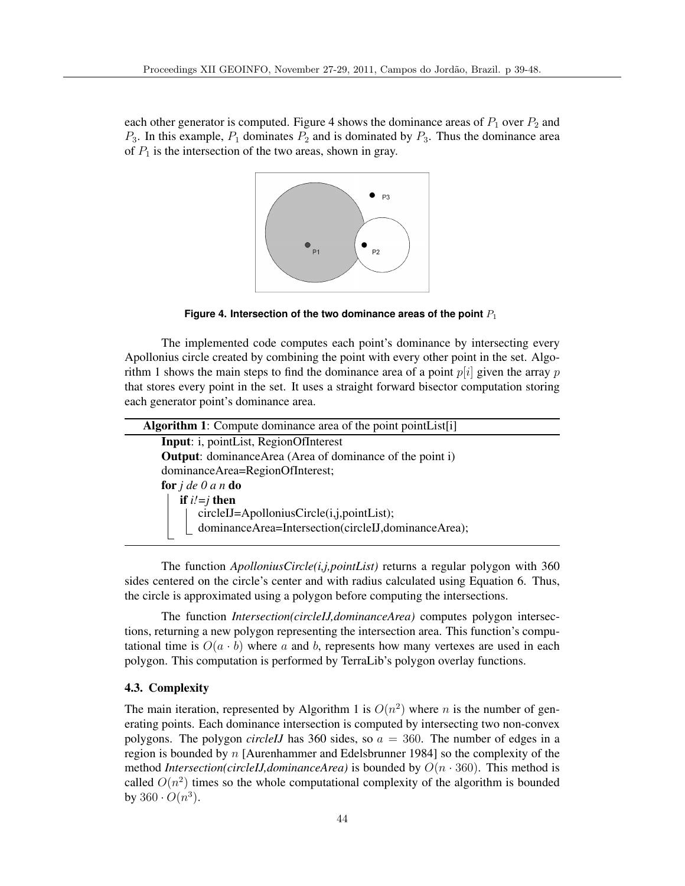each other generator is computed. Figure 4 shows the dominance areas of $P_1$ over $P_2$ and $P_3$. In this example, $P_1$ dominates $P_2$ and is dominated by $P_3$. Thus the dominance area of $P_1$ is the intersection of the two areas, shown in gray.

**Figure 4. Intersection of the two dominance areas of the point $P_1$**

The implemented code computes each point's dominance by intersecting every Apollonius circle created by combining the point with every other point in the set. Algorithm 1 shows the main steps to find the dominance area of a point $p[i]$ given the array $p$ that stores every point in the set. It uses a straight forward bisector computation storing each generator point's dominance area.

**Algorithm 1**: Compute dominance area of the point pointList[i]

```
Input: i, pointList, RegionOfInterest
Output: dominanceArea (Area of dominance of the point i)
dominanceArea=RegionOfInterest;
for j de 0 a n do
    if i!=j then
        circleIJ=ApolloniusCircle(i,j,pointList);
        dominanceArea=Intersection(circleIJ,dominanceArea);
```

The function *ApolloniusCircle(i,j,pointList)* returns a regular polygon with 360 sides centered on the circle's center and with radius calculated using Equation 6. Thus, the circle is approximated using a polygon before computing the intersections.

The function *Intersection(circleIJ,dominanceArea)* computes polygon intersections, returning a new polygon representing the intersection area. This function's computational time is $O(a \cdot b)$ where $a$ and $b$, represents how many vertexes are used in each polygon. This computation is performed by TerraLib's polygon overlay functions.

### 4.3. Complexity

The main iteration, represented by Algorithm 1 is $O(n^2)$ where $n$ is the number of generating points. Each dominance intersection is computed by intersecting two non-convex polygons. The polygon *circleIJ* has 360 sides, so $a = 360$. The number of edges in a region is bounded by $n$ [Aurenhammer and Edelsbrunner 1984] so the complexity of the method *Intersection(circleIJ,dominanceArea)* is bounded by $O(n \cdot 360)$. This method is called $O(n^2)$ times so the whole computational complexity of the algorithm is bounded by $360 \cdot O(n^3)$.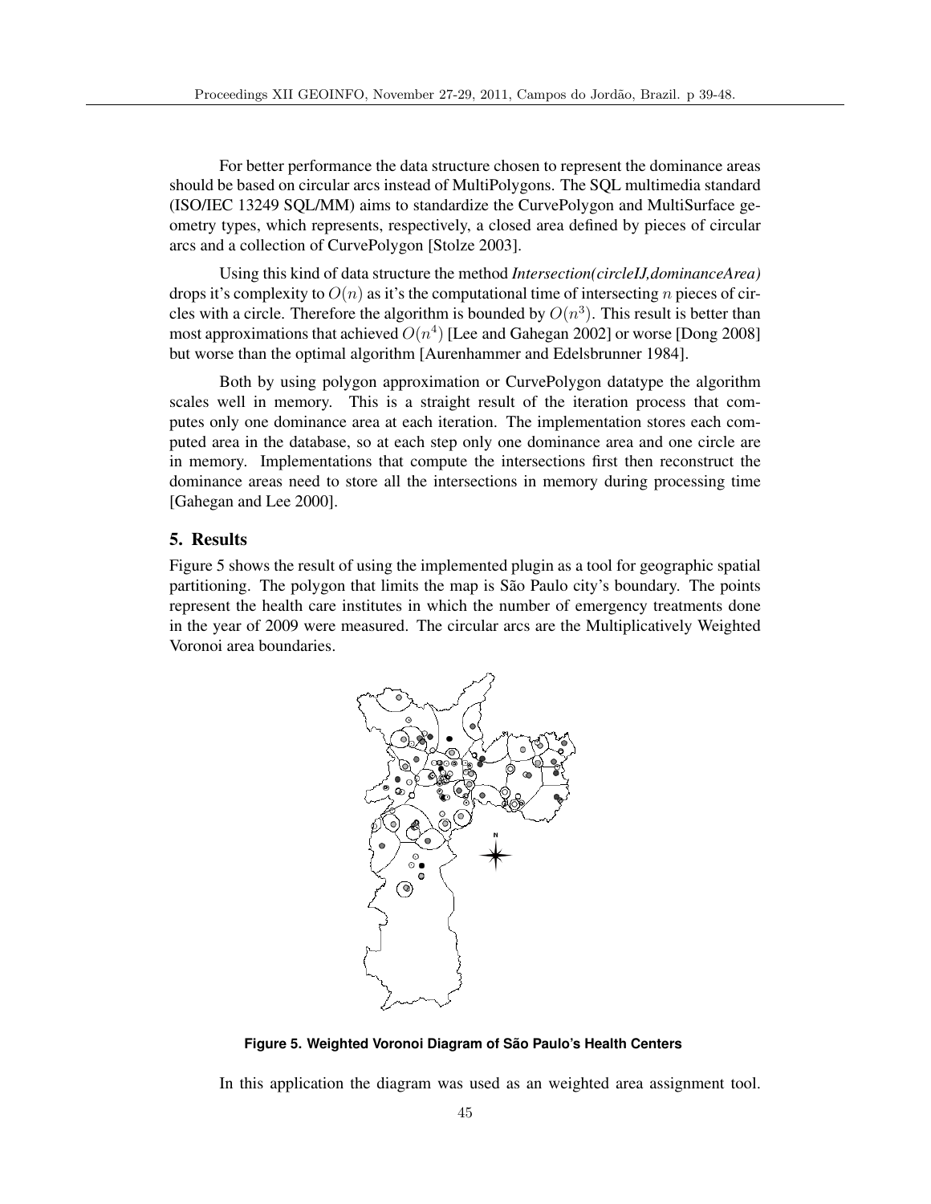For better performance the data structure chosen to represent the dominance areas should be based on circular arcs instead of MultiPolygons. The SQL multimedia standard (ISO/IEC 13249 SQL/MM) aims to standardize the CurvePolygon and MultiSurface geometry types, which represents, respectively, a closed area defined by pieces of circular arcs and a collection of CurvePolygon [Stolze 2003].

Using this kind of data structure the method *Intersection(circleIJ,dominanceArea)* drops it's complexity to $O(n)$ as it's the computational time of intersecting $n$ pieces of circles with a circle. Therefore the algorithm is bounded by $O(n^3)$. This result is better than most approximations that achieved $O(n^4)$ [Lee and Gahegan 2002] or worse [Dong 2008] but worse than the optimal algorithm [Aurenhammer and Edelsbrunner 1984].

Both by using polygon approximation or CurvePolygon datatype the algorithm scales well in memory. This is a straight result of the iteration process that computes only one dominance area at each iteration. The implementation stores each computed area in the database, so at each step only one dominance area and one circle are in memory. Implementations that compute the intersections first then reconstruct the dominance areas need to store all the intersections in memory during processing time [Gahegan and Lee 2000].

## 5. Results

Figure 5 shows the result of using the implemented plugin as a tool for geographic spatial partitioning. The polygon that limits the map is São Paulo city's boundary. The points represent the health care institutes in which the number of emergency treatments done in the year of 2009 were measured. The circular arcs are the Multiplicatively Weighted Voronoi area boundaries.

**Figure 5. Weighted Voronoi Diagram of São Paulo's Health Centers**

In this application the diagram was used as an weighted area assignment tool.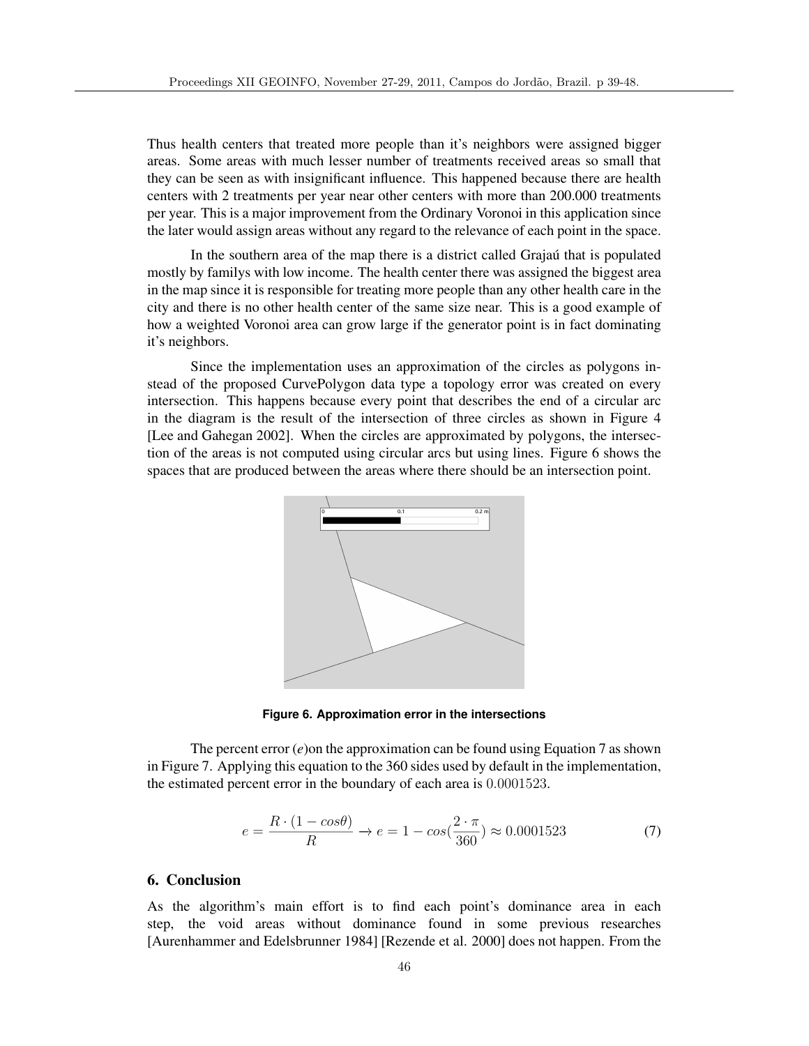Thus health centers that treated more people than it's neighbors were assigned bigger areas. Some areas with much lesser number of treatments received areas so small that they can be seen as with insignificant influence. This happened because there are health centers with 2 treatments per year near other centers with more than 200.000 treatments per year. This is a major improvement from the Ordinary Voronoi in this application since the later would assign areas without any regard to the relevance of each point in the space.

In the southern area of the map there is a district called Grajaú that is populated mostly by familys with low income. The health center there was assigned the biggest area in the map since it is responsible for treating more people than any other health care in the city and there is no other health center of the same size near. This is a good example of how a weighted Voronoi area can grow large if the generator point is in fact dominating it's neighbors.

Since the implementation uses an approximation of the circles as polygons instead of the proposed CurvePolygon data type a topology error was created on every intersection. This happens because every point that describes the end of a circular arc in the diagram is the result of the intersection of three circles as shown in Figure 4 [Lee and Gahegan 2002]. When the circles are approximated by polygons, the intersection of the areas is not computed using circular arcs but using lines. Figure 6 shows the spaces that are produced between the areas where there should be an intersection point.

**Figure 6. Approximation error in the intersections**

The percent error ($e$)on the approximation can be found using Equation 7 as shown in Figure 7. Applying this equation to the 360 sides used by default in the implementation, the estimated percent error in the boundary of each area is $0.0001523$.

$$e = \frac{R \cdot (1 - cos\theta)}{R} \rightarrow e = 1 - cos(\frac{2 \cdot \pi}{360}) \approx 0.0001523 \tag{7}$$

## 6. Conclusion

As the algorithm's main effort is to find each point's dominance area in each step, the void areas without dominance found in some previous researches [Aurenhammer and Edelsbrunner 1984] [Rezende et al. 2000] does not happen. From the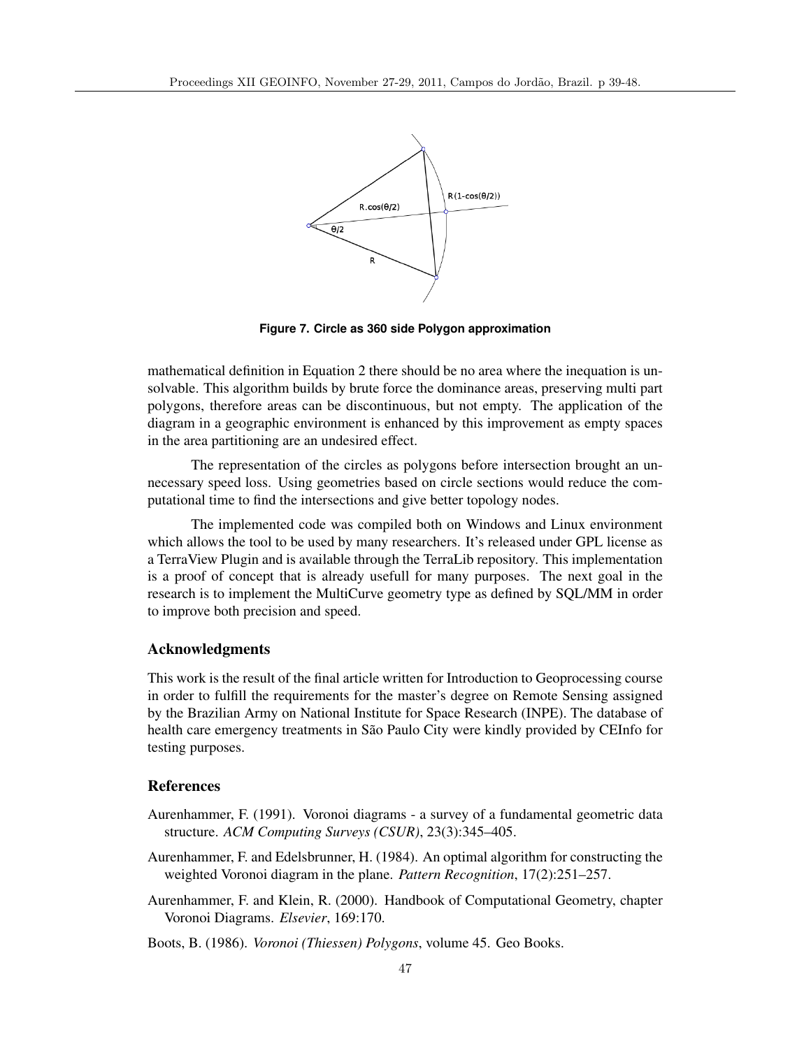Figure 7. Circle as 360 side Polygon approximation

mathematical definition in Equation 2 there should be no area where the inequation is unsolvable. This algorithm builds by brute force the dominance areas, preserving multi part polygons, therefore areas can be discontinuous, but not empty. The application of the diagram in a geographic environment is enhanced by this improvement as empty spaces in the area partitioning are an undesired effect.

The representation of the circles as polygons before intersection brought an unnecessary speed loss. Using geometries based on circle sections would reduce the computational time to find the intersections and give better topology nodes.

The implemented code was compiled both on Windows and Linux environment which allows the tool to be used by many researchers. It's released under GPL license as a TerraView Plugin and is available through the TerraLib repository. This implementation is a proof of concept that is already usefull for many purposes. The next goal in the research is to implement the MultiCurve geometry type as defined by SQL/MM in order to improve both precision and speed.

## Acknowledgments

This work is the result of the final article written for Introduction to Geoprocessing course in order to fulfill the requirements for the master's degree on Remote Sensing assigned by the Brazilian Army on National Institute for Space Research (INPE). The database of health care emergency treatments in São Paulo City were kindly provided by CEInfo for testing purposes.

## References

Aurenhammer, F. (1991). Voronoi diagrams - a survey of a fundamental geometric data structure. *ACM Computing Surveys (CSUR)*, 23(3):345–405.

Aurenhammer, F. and Edelsbrunner, H. (1984). An optimal algorithm for constructing the weighted Voronoi diagram in the plane. *Pattern Recognition*, 17(2):251–257.

Aurenhammer, F. and Klein, R. (2000). Handbook of Computational Geometry, chapter Voronoi Diagrams. *Elsevier*, 169:170.

Boots, B. (1986). *Voronoi (Thiessen) Polygons*, volume 45. Geo Books.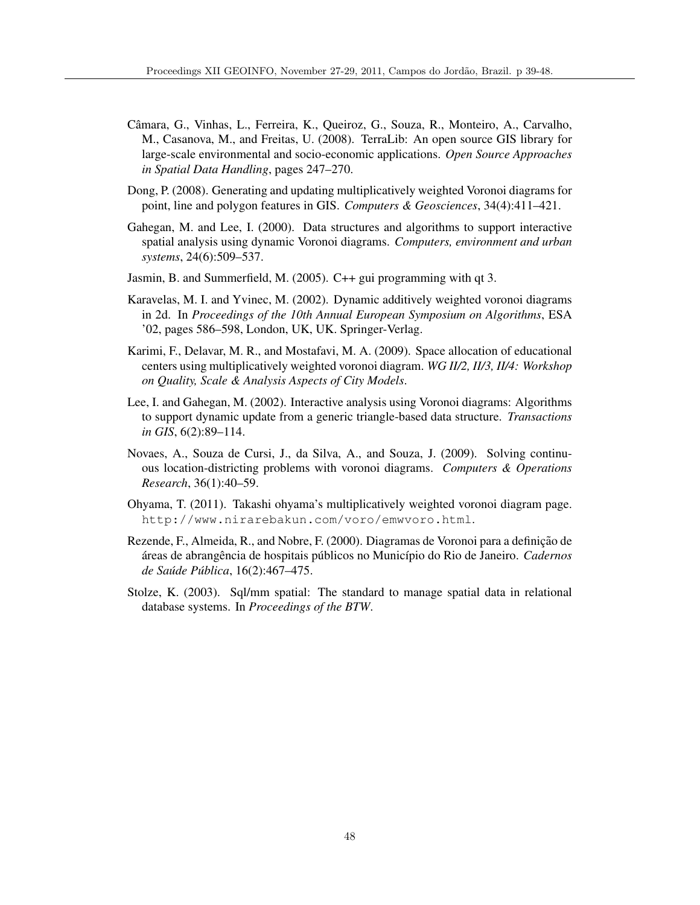Câmara, G., Vinhas, L., Ferreira, K., Queiroz, G., Souza, R., Monteiro, A., Carvalho, M., Casanova, M., and Freitas, U. (2008). TerraLib: An open source GIS library for large-scale environmental and socio-economic applications. *Open Source Approaches in Spatial Data Handling*, pages 247–270.

Dong, P. (2008). Generating and updating multiplicatively weighted Voronoi diagrams for point, line and polygon features in GIS. *Computers & Geosciences*, 34(4):411–421.

Gahegan, M. and Lee, I. (2000). Data structures and algorithms to support interactive spatial analysis using dynamic Voronoi diagrams. *Computers, environment and urban systems*, 24(6):509–537.

Jasmin, B. and Summerfield, M. (2005). C++ gui programming with qt 3.

Karavelas, M. I. and Yvinec, M. (2002). Dynamic additively weighted voronoi diagrams in 2d. In *Proceedings of the 10th Annual European Symposium on Algorithms*, ESA '02, pages 586–598, London, UK, UK. Springer-Verlag.

Karimi, F., Delavar, M. R., and Mostafavi, M. A. (2009). Space allocation of educational centers using multiplicatively weighted voronoi diagram. *WG II/2, II/3, II/4: Workshop on Quality, Scale & Analysis Aspects of City Models*.

Lee, I. and Gahegan, M. (2002). Interactive analysis using Voronoi diagrams: Algorithms to support dynamic update from a generic triangle-based data structure. *Transactions in GIS*, 6(2):89–114.

Novaes, A., Souza de Cursi, J., da Silva, A., and Souza, J. (2009). Solving continuous location-districting problems with voronoi diagrams. *Computers & Operations Research*, 36(1):40–59.

Ohyama, T. (2011). Takashi ohyama's multiplicatively weighted voronoi diagram page. `http://www.nirarebakun.com/voro/emwvoro.html`.

Rezende, F., Almeida, R., and Nobre, F. (2000). Diagramas de Voronoi para a definição de áreas de abrangência de hospitais públicos no Município do Rio de Janeiro. *Cadernos de Saúde Pública*, 16(2):467–475.

Stolze, K. (2003). Sql/mm spatial: The standard to manage spatial data in relational database systems. In *Proceedings of the BTW*.